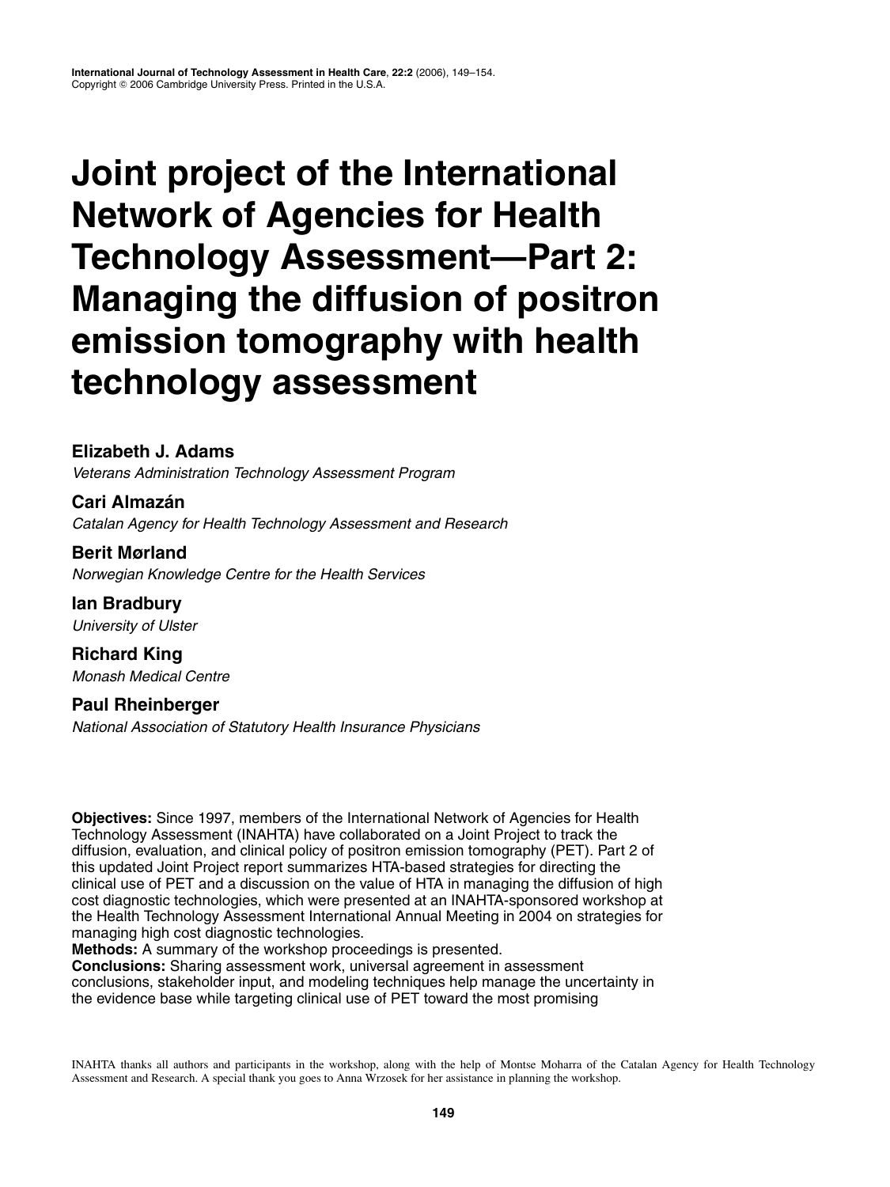# Joint project of the International Network of Agencies for Health Technology Assessment—Part 2: Managing the diffusion of positron emission tomography with health technology assessment

**Elizabeth J. Adams**
*Veterans Administration Technology Assessment Program*

**Cari Almazán**
*Catalan Agency for Health Technology Assessment and Research*

**Berit Mørland**
*Norwegian Knowledge Centre for the Health Services*

**Ian Bradbury**
*University of Ulster*

**Richard King**
*Monash Medical Centre*

**Paul Rheinberger**
*National Association of Statutory Health Insurance Physicians*

**Objectives:** Since 1997, members of the International Network of Agencies for Health Technology Assessment (INAHTA) have collaborated on a Joint Project to track the diffusion, evaluation, and clinical policy of positron emission tomography (PET). Part 2 of this updated Joint Project report summarizes HTA-based strategies for directing the clinical use of PET and a discussion on the value of HTA in managing the diffusion of high cost diagnostic technologies, which were presented at an INAHTA-sponsored workshop at the Health Technology Assessment International Annual Meeting in 2004 on strategies for managing high cost diagnostic technologies.

**Methods:** A summary of the workshop proceedings is presented.

**Conclusions:** Sharing assessment work, universal agreement in assessment conclusions, stakeholder input, and modeling techniques help manage the uncertainty in the evidence base while targeting clinical use of PET toward the most promising

INAHTA thanks all authors and participants in the workshop, along with the help of Montse Moharra of the Catalan Agency for Health Technology Assessment and Research. A special thank you goes to Anna Wrzosek for her assistance in planning the workshop.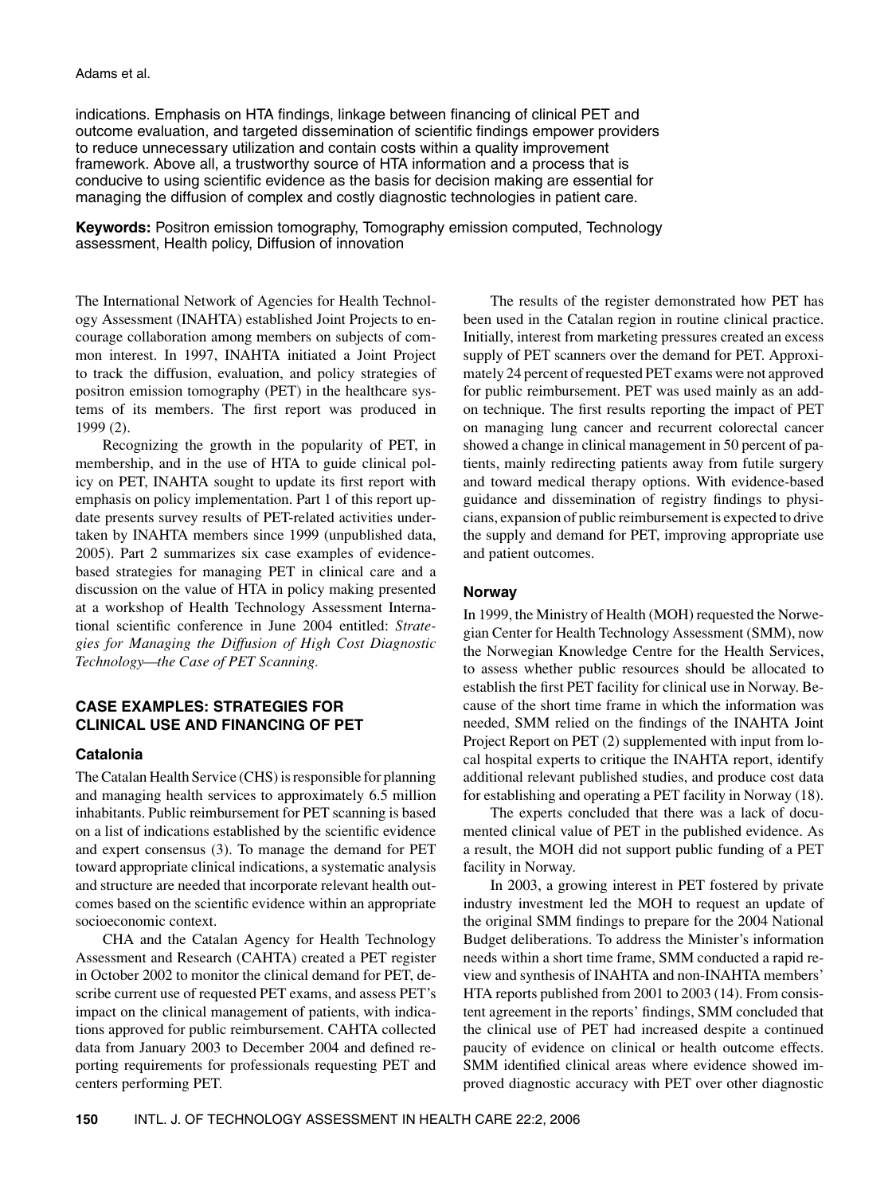indications. Emphasis on HTA findings, linkage between financing of clinical PET and outcome evaluation, and targeted dissemination of scientific findings empower providers to reduce unnecessary utilization and contain costs within a quality improvement framework. Above all, a trustworthy source of HTA information and a process that is conducive to using scientific evidence as the basis for decision making are essential for managing the diffusion of complex and costly diagnostic technologies in patient care.

**Keywords:** Positron emission tomography, Tomography emission computed, Technology assessment, Health policy, Diffusion of innovation

The International Network of Agencies for Health Technology Assessment (INAHTA) established Joint Projects to encourage collaboration among members on subjects of common interest. In 1997, INAHTA initiated a Joint Project to track the diffusion, evaluation, and policy strategies of positron emission tomography (PET) in the healthcare systems of its members. The first report was produced in 1999 (2).

Recognizing the growth in the popularity of PET, in membership, and in the use of HTA to guide clinical policy on PET, INAHTA sought to update its first report with emphasis on policy implementation. Part 1 of this report update presents survey results of PET-related activities undertaken by INAHTA members since 1999 (unpublished data, 2005). Part 2 summarizes six case examples of evidence-based strategies for managing PET in clinical care and a discussion on the value of HTA in policy making presented at a workshop of Health Technology Assessment International scientific conference in June 2004 entitled: *Strategies for Managing the Diffusion of High Cost Diagnostic Technology—the Case of PET Scanning.*

## CASE EXAMPLES: STRATEGIES FOR CLINICAL USE AND FINANCING OF PET

### Catalonia

The Catalan Health Service (CHS) is responsible for planning and managing health services to approximately 6.5 million inhabitants. Public reimbursement for PET scanning is based on a list of indications established by the scientific evidence and expert consensus (3). To manage the demand for PET toward appropriate clinical indications, a systematic analysis and structure are needed that incorporate relevant health outcomes based on the scientific evidence within an appropriate socioeconomic context.

CHA and the Catalan Agency for Health Technology Assessment and Research (CAHTA) created a PET register in October 2002 to monitor the clinical demand for PET, describe current use of requested PET exams, and assess PET's impact on the clinical management of patients, with indications approved for public reimbursement. CAHTA collected data from January 2003 to December 2004 and defined reporting requirements for professionals requesting PET and centers performing PET.

The results of the register demonstrated how PET has been used in the Catalan region in routine clinical practice. Initially, interest from marketing pressures created an excess supply of PET scanners over the demand for PET. Approximately 24 percent of requested PET exams were not approved for public reimbursement. PET was used mainly as an add-on technique. The first results reporting the impact of PET on managing lung cancer and recurrent colorectal cancer showed a change in clinical management in 50 percent of patients, mainly redirecting patients away from futile surgery and toward medical therapy options. With evidence-based guidance and dissemination of registry findings to physicians, expansion of public reimbursement is expected to drive the supply and demand for PET, improving appropriate use and patient outcomes.

### Norway

In 1999, the Ministry of Health (MOH) requested the Norwegian Center for Health Technology Assessment (SMM), now the Norwegian Knowledge Centre for the Health Services, to assess whether public resources should be allocated to establish the first PET facility for clinical use in Norway. Because of the short time frame in which the information was needed, SMM relied on the findings of the INAHTA Joint Project Report on PET (2) supplemented with input from local hospital experts to critique the INAHTA report, identify additional relevant published studies, and produce cost data for establishing and operating a PET facility in Norway (18).

The experts concluded that there was a lack of documented clinical value of PET in the published evidence. As a result, the MOH did not support public funding of a PET facility in Norway.

In 2003, a growing interest in PET fostered by private industry investment led the MOH to request an update of the original SMM findings to prepare for the 2004 National Budget deliberations. To address the Minister's information needs within a short time frame, SMM conducted a rapid review and synthesis of INAHTA and non-INAHTA members' HTA reports published from 2001 to 2003 (14). From consistent agreement in the reports' findings, SMM concluded that the clinical use of PET had increased despite a continued paucity of evidence on clinical or health outcome effects. SMM identified clinical areas where evidence showed improved diagnostic accuracy with PET over other diagnostic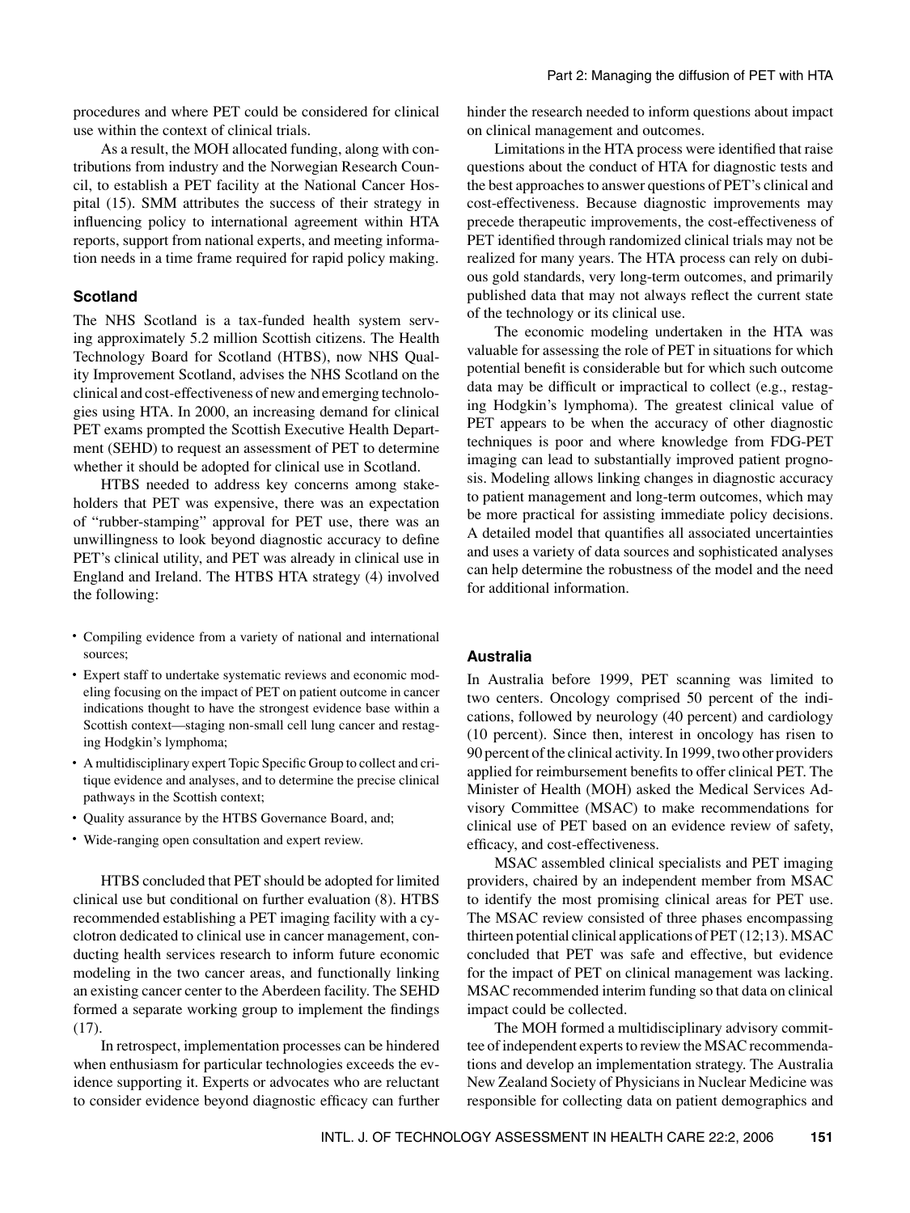procedures and where PET could be considered for clinical use within the context of clinical trials.

As a result, the MOH allocated funding, along with contributions from industry and the Norwegian Research Council, to establish a PET facility at the National Cancer Hospital (15). SMM attributes the success of their strategy in influencing policy to international agreement within HTA reports, support from national experts, and meeting information needs in a time frame required for rapid policy making.

### Scotland

The NHS Scotland is a tax-funded health system serving approximately 5.2 million Scottish citizens. The Health Technology Board for Scotland (HTBS), now NHS Quality Improvement Scotland, advises the NHS Scotland on the clinical and cost-effectiveness of new and emerging technologies using HTA. In 2000, an increasing demand for clinical PET exams prompted the Scottish Executive Health Department (SEHD) to request an assessment of PET to determine whether it should be adopted for clinical use in Scotland.

HTBS needed to address key concerns among stakeholders that PET was expensive, there was an expectation of "rubber-stamping" approval for PET use, there was an unwillingness to look beyond diagnostic accuracy to define PET's clinical utility, and PET was already in clinical use in England and Ireland. The HTBS HTA strategy (4) involved the following:

- Compiling evidence from a variety of national and international sources;
- Expert staff to undertake systematic reviews and economic modeling focusing on the impact of PET on patient outcome in cancer indications thought to have the strongest evidence base within a Scottish context—staging non-small cell lung cancer and restaging Hodgkin's lymphoma;
- A multidisciplinary expert Topic Specific Group to collect and critique evidence and analyses, and to determine the precise clinical pathways in the Scottish context;
- Quality assurance by the HTBS Governance Board, and;
- Wide-ranging open consultation and expert review.

HTBS concluded that PET should be adopted for limited clinical use but conditional on further evaluation (8). HTBS recommended establishing a PET imaging facility with a cyclotron dedicated to clinical use in cancer management, conducting health services research to inform future economic modeling in the two cancer areas, and functionally linking an existing cancer center to the Aberdeen facility. The SEHD formed a separate working group to implement the findings (17).

In retrospect, implementation processes can be hindered when enthusiasm for particular technologies exceeds the evidence supporting it. Experts or advocates who are reluctant to consider evidence beyond diagnostic efficacy can further hinder the research needed to inform questions about impact on clinical management and outcomes.

Limitations in the HTA process were identified that raise questions about the conduct of HTA for diagnostic tests and the best approaches to answer questions of PET's clinical and cost-effectiveness. Because diagnostic improvements may precede therapeutic improvements, the cost-effectiveness of PET identified through randomized clinical trials may not be realized for many years. The HTA process can rely on dubious gold standards, very long-term outcomes, and primarily published data that may not always reflect the current state of the technology or its clinical use.

The economic modeling undertaken in the HTA was valuable for assessing the role of PET in situations for which potential benefit is considerable but for which such outcome data may be difficult or impractical to collect (e.g., restaging Hodgkin's lymphoma). The greatest clinical value of PET appears to be when the accuracy of other diagnostic techniques is poor and where knowledge from FDG-PET imaging can lead to substantially improved patient prognosis. Modeling allows linking changes in diagnostic accuracy to patient management and long-term outcomes, which may be more practical for assisting immediate policy decisions. A detailed model that quantifies all associated uncertainties and uses a variety of data sources and sophisticated analyses can help determine the robustness of the model and the need for additional information.

### Australia

In Australia before 1999, PET scanning was limited to two centers. Oncology comprised 50 percent of the indications, followed by neurology (40 percent) and cardiology (10 percent). Since then, interest in oncology has risen to 90 percent of the clinical activity. In 1999, two other providers applied for reimbursement benefits to offer clinical PET. The Minister of Health (MOH) asked the Medical Services Advisory Committee (MSAC) to make recommendations for clinical use of PET based on an evidence review of safety, efficacy, and cost-effectiveness.

MSAC assembled clinical specialists and PET imaging providers, chaired by an independent member from MSAC to identify the most promising clinical areas for PET use. The MSAC review consisted of three phases encompassing thirteen potential clinical applications of PET (12;13). MSAC concluded that PET was safe and effective, but evidence for the impact of PET on clinical management was lacking. MSAC recommended interim funding so that data on clinical impact could be collected.

The MOH formed a multidisciplinary advisory committee of independent experts to review the MSAC recommendations and develop an implementation strategy. The Australia New Zealand Society of Physicians in Nuclear Medicine was responsible for collecting data on patient demographics and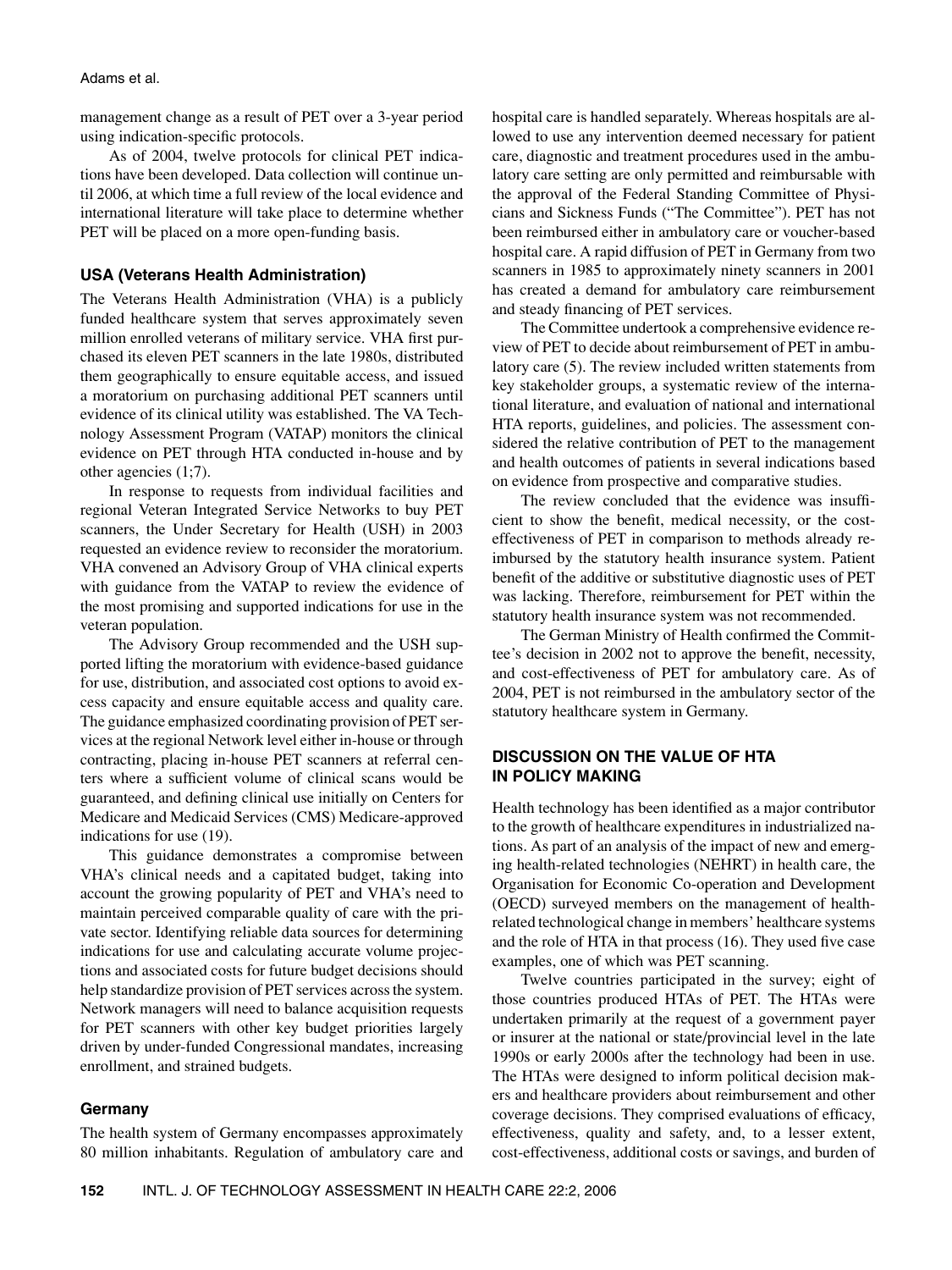management change as a result of PET over a 3-year period using indication-specific protocols.

As of 2004, twelve protocols for clinical PET indications have been developed. Data collection will continue until 2006, at which time a full review of the local evidence and international literature will take place to determine whether PET will be placed on a more open-funding basis.

### USA (Veterans Health Administration)

The Veterans Health Administration (VHA) is a publicly funded healthcare system that serves approximately seven million enrolled veterans of military service. VHA first purchased its eleven PET scanners in the late 1980s, distributed them geographically to ensure equitable access, and issued a moratorium on purchasing additional PET scanners until evidence of its clinical utility was established. The VA Technology Assessment Program (VATAP) monitors the clinical evidence on PET through HTA conducted in-house and by other agencies (1;7).

In response to requests from individual facilities and regional Veteran Integrated Service Networks to buy PET scanners, the Under Secretary for Health (USH) in 2003 requested an evidence review to reconsider the moratorium. VHA convened an Advisory Group of VHA clinical experts with guidance from the VATAP to review the evidence of the most promising and supported indications for use in the veteran population.

The Advisory Group recommended and the USH supported lifting the moratorium with evidence-based guidance for use, distribution, and associated cost options to avoid excess capacity and ensure equitable access and quality care. The guidance emphasized coordinating provision of PET services at the regional Network level either in-house or through contracting, placing in-house PET scanners at referral centers where a sufficient volume of clinical scans would be guaranteed, and defining clinical use initially on Centers for Medicare and Medicaid Services (CMS) Medicare-approved indications for use (19).

This guidance demonstrates a compromise between VHA's clinical needs and a capitated budget, taking into account the growing popularity of PET and VHA's need to maintain perceived comparable quality of care with the private sector. Identifying reliable data sources for determining indications for use and calculating accurate volume projections and associated costs for future budget decisions should help standardize provision of PET services across the system. Network managers will need to balance acquisition requests for PET scanners with other key budget priorities largely driven by under-funded Congressional mandates, increasing enrollment, and strained budgets.

### Germany

The health system of Germany encompasses approximately 80 million inhabitants. Regulation of ambulatory care and hospital care is handled separately. Whereas hospitals are allowed to use any intervention deemed necessary for patient care, diagnostic and treatment procedures used in the ambulatory care setting are only permitted and reimbursable with the approval of the Federal Standing Committee of Physicians and Sickness Funds ("The Committee"). PET has not been reimbursed either in ambulatory care or voucher-based hospital care. A rapid diffusion of PET in Germany from two scanners in 1985 to approximately ninety scanners in 2001 has created a demand for ambulatory care reimbursement and steady financing of PET services.

The Committee undertook a comprehensive evidence review of PET to decide about reimbursement of PET in ambulatory care (5). The review included written statements from key stakeholder groups, a systematic review of the international literature, and evaluation of national and international HTA reports, guidelines, and policies. The assessment considered the relative contribution of PET to the management and health outcomes of patients in several indications based on evidence from prospective and comparative studies.

The review concluded that the evidence was insufficient to show the benefit, medical necessity, or the cost-effectiveness of PET in comparison to methods already reimbursed by the statutory health insurance system. Patient benefit of the additive or substitutive diagnostic uses of PET was lacking. Therefore, reimbursement for PET within the statutory health insurance system was not recommended.

The German Ministry of Health confirmed the Committee's decision in 2002 not to approve the benefit, necessity, and cost-effectiveness of PET for ambulatory care. As of 2004, PET is not reimbursed in the ambulatory sector of the statutory healthcare system in Germany.

## DISCUSSION ON THE VALUE OF HTA IN POLICY MAKING

Health technology has been identified as a major contributor to the growth of healthcare expenditures in industrialized nations. As part of an analysis of the impact of new and emerging health-related technologies (NEHRT) in health care, the Organisation for Economic Co-operation and Development (OECD) surveyed members on the management of health-related technological change in members' healthcare systems and the role of HTA in that process (16). They used five case examples, one of which was PET scanning.

Twelve countries participated in the survey; eight of those countries produced HTAs of PET. The HTAs were undertaken primarily at the request of a government payer or insurer at the national or state/provincial level in the late 1990s or early 2000s after the technology had been in use. The HTAs were designed to inform political decision makers and healthcare providers about reimbursement and other coverage decisions. They comprised evaluations of efficacy, effectiveness, quality and safety, and, to a lesser extent, cost-effectiveness, additional costs or savings, and burden of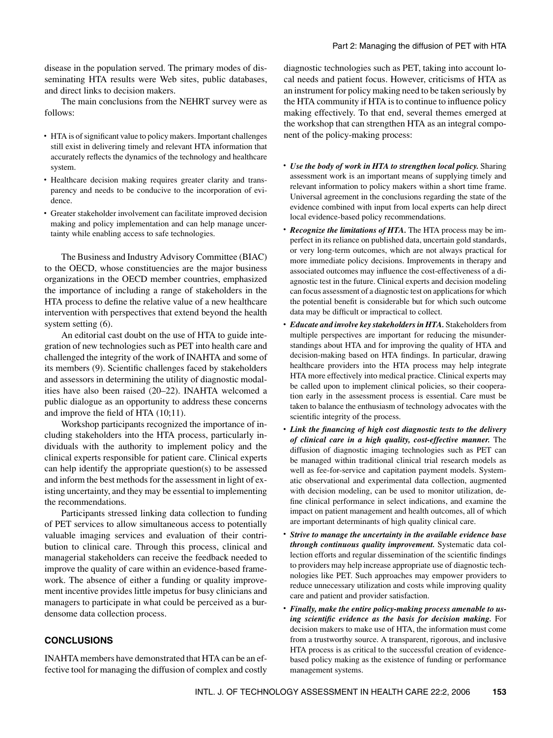disease in the population served. The primary modes of disseminating HTA results were Web sites, public databases, and direct links to decision makers.

The main conclusions from the NEHRT survey were as follows:

- HTA is of significant value to policy makers. Important challenges still exist in delivering timely and relevant HTA information that accurately reflects the dynamics of the technology and healthcare system.
- Healthcare decision making requires greater clarity and transparency and needs to be conducive to the incorporation of evidence.
- Greater stakeholder involvement can facilitate improved decision making and policy implementation and can help manage uncertainty while enabling access to safe technologies.

The Business and Industry Advisory Committee (BIAC) to the OECD, whose constituencies are the major business organizations in the OECD member countries, emphasized the importance of including a range of stakeholders in the HTA process to define the relative value of a new healthcare intervention with perspectives that extend beyond the health system setting (6).

An editorial cast doubt on the use of HTA to guide integration of new technologies such as PET into health care and challenged the integrity of the work of INAHTA and some of its members (9). Scientific challenges faced by stakeholders and assessors in determining the utility of diagnostic modalities have also been raised (20–22). INAHTA welcomed a public dialogue as an opportunity to address these concerns and improve the field of HTA (10;11).

Workshop participants recognized the importance of including stakeholders into the HTA process, particularly individuals with the authority to implement policy and the clinical experts responsible for patient care. Clinical experts can help identify the appropriate question(s) to be assessed and inform the best methods for the assessment in light of existing uncertainty, and they may be essential to implementing the recommendations.

Participants stressed linking data collection to funding of PET services to allow simultaneous access to potentially valuable imaging services and evaluation of their contribution to clinical care. Through this process, clinical and managerial stakeholders can receive the feedback needed to improve the quality of care within an evidence-based framework. The absence of either a funding or quality improvement incentive provides little impetus for busy clinicians and managers to participate in what could be perceived as a burdensome data collection process.

## CONCLUSIONS

INAHTA members have demonstrated that HTA can be an effective tool for managing the diffusion of complex and costly diagnostic technologies such as PET, taking into account local needs and patient focus. However, criticisms of HTA as an instrument for policy making need to be taken seriously by the HTA community if HTA is to continue to influence policy making effectively. To that end, several themes emerged at the workshop that can strengthen HTA as an integral component of the policy-making process:

- ***Use the body of work in HTA to strengthen local policy.*** Sharing assessment work is an important means of supplying timely and relevant information to policy makers within a short time frame. Universal agreement in the conclusions regarding the state of the evidence combined with input from local experts can help direct local evidence-based policy recommendations.
- ***Recognize the limitations of HTA.*** The HTA process may be imperfect in its reliance on published data, uncertain gold standards, or very long-term outcomes, which are not always practical for more immediate policy decisions. Improvements in therapy and associated outcomes may influence the cost-effectiveness of a diagnostic test in the future. Clinical experts and decision modeling can focus assessment of a diagnostic test on applications for which the potential benefit is considerable but for which such outcome data may be difficult or impractical to collect.
- ***Educate and involve key stakeholders in HTA.*** Stakeholders from multiple perspectives are important for reducing the misunderstandings about HTA and for improving the quality of HTA and decision-making based on HTA findings. In particular, drawing healthcare providers into the HTA process may help integrate HTA more effectively into medical practice. Clinical experts may be called upon to implement clinical policies, so their cooperation early in the assessment process is essential. Care must be taken to balance the enthusiasm of technology advocates with the scientific integrity of the process.
- ***Link the financing of high cost diagnostic tests to the delivery of clinical care in a high quality, cost-effective manner.*** The diffusion of diagnostic imaging technologies such as PET can be managed within traditional clinical trial research models as well as fee-for-service and capitation payment models. Systematic observational and experimental data collection, augmented with decision modeling, can be used to monitor utilization, define clinical performance in select indications, and examine the impact on patient management and health outcomes, all of which are important determinants of high quality clinical care.
- ***Strive to manage the uncertainty in the available evidence base through continuous quality improvement.*** Systematic data collection efforts and regular dissemination of the scientific findings to providers may help increase appropriate use of diagnostic technologies like PET. Such approaches may empower providers to reduce unnecessary utilization and costs while improving quality care and patient and provider satisfaction.
- ***Finally, make the entire policy-making process amenable to using scientific evidence as the basis for decision making.*** For decision makers to make use of HTA, the information must come from a trustworthy source. A transparent, rigorous, and inclusive HTA process is as critical to the successful creation of evidence-based policy making as the existence of funding or performance management systems.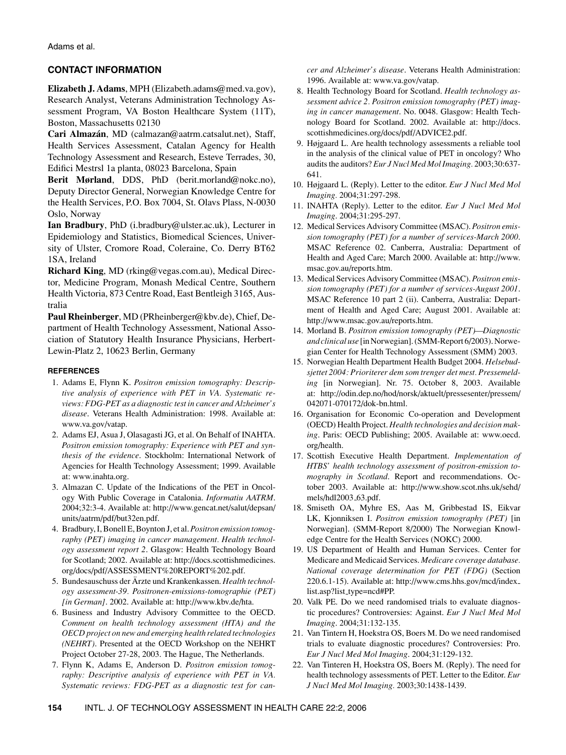## CONTACT INFORMATION

**Elizabeth J. Adams**, MPH (Elizabeth.adams@med.va.gov), Research Analyst, Veterans Administration Technology Assessment Program, VA Boston Healthcare System (11T), Boston, Massachusetts 02130

**Cari Almazán**, MD (calmazan@aatrm.catsalut.net), Staff, Health Services Assessment, Catalan Agency for Health Technology Assessment and Research, Esteve Terrades, 30, Edifici Mestrsl 1a planta, 08023 Barcelona, Spain

**Berit Mørland**, DDS, PhD (berit.morland@nokc.no), Deputy Director General, Norwegian Knowledge Centre for the Health Services, P.O. Box 7004, St. Olavs Plass, N-0030 Oslo, Norway

**Ian Bradbury**, PhD (i.bradbury@ulster.ac.uk), Lecturer in Epidemiology and Statistics, Biomedical Sciences, University of Ulster, Cromore Road, Coleraine, Co. Derry BT62 1SA, Ireland

**Richard King**, MD (rking@vegas.com.au), Medical Director, Medicine Program, Monash Medical Centre, Southern Health Victoria, 873 Centre Road, East Bentleigh 3165, Australia

**Paul Rheinberger**, MD (PRheinberger@kbv.de), Chief, Department of Health Technology Assessment, National Association of Statutory Health Insurance Physicians, Herbert-Lewin-Platz 2, 10623 Berlin, Germany

### REFERENCES

1. Adams E, Flynn K. *Positron emission tomography: Descriptive analysis of experience with PET in VA. Systematic reviews: FDG-PET as a diagnostic test in cancer and Alzheimer's disease*. Veterans Health Administration: 1998. Available at: www.va.gov/vatap.
2. Adams EJ, Asua J, Olasagasti JG, et al. On Behalf of INAHTA. *Positron emission tomography: Experience with PET and synthesis of the evidence*. Stockholm: International Network of Agencies for Health Technology Assessment; 1999. Available at: www.inahta.org.
3. Almazan C. Update of the Indications of the PET in Oncology With Public Coverage in Catalonia. *Informatiu AATRM*. 2004;32:3-4. Available at: http://www.gencat.net/salut/depsan/units/aatrm/pdf/but32en.pdf.
4. Bradbury, I, Bonell E, Boynton J, et al. *Positron emission tomography (PET) imaging in cancer management. Health technology assessment report 2*. Glasgow: Health Technology Board for Scotland; 2002. Available at: http://docs.scottishmedicines.org/docs/pdf/ASSESSMENT%20REPORT%202.pdf.
5. Bundesauschuss der Ärzte und Krankenkassen. *Health technology assessment-39. Positronen-emissions-tomographie (PET) [in German]*. 2002. Available at: http://www.kbv.de/hta.
6. Business and Industry Advisory Committee to the OECD. *Comment on health technology assessment (HTA) and the OECD project on new and emerging health related technologies (NEHRT)*. Presented at the OECD Workshop on the NEHRT Project October 27-28, 2003. The Hague, The Netherlands.
7. Flynn K, Adams E, Anderson D. *Positron emission tomography: Descriptive analysis of experience with PET in VA. Systematic reviews: FDG-PET as a diagnostic test for cancer and Alzheimer's disease*. Veterans Health Administration: 1996. Available at: www.va.gov/vatap.
8. Health Technology Board for Scotland. *Health technology assessment advice 2. Positron emission tomography (PET) imaging in cancer management*. No. 0048. Glasgow: Health Technology Board for Scotland. 2002. Available at: http://docs.scottishmedicines.org/docs/pdf/ADVICE2.pdf.
9. Højgaard L. Are health technology assessments a reliable tool in the analysis of the clinical value of PET in oncology? Who audits the auditors? *Eur J Nucl Med Mol Imaging*. 2003;30:637-641.
10. Højgaard L. (Reply). Letter to the editor. *Eur J Nucl Med Mol Imaging*. 2004;31:297-298.
11. INAHTA (Reply). Letter to the editor. *Eur J Nucl Med Mol Imaging*. 2004;31:295-297.
12. Medical Services Advisory Committee (MSAC). *Positron emission tomography (PET) for a number of services-March 2000*. MSAC Reference 02. Canberra, Australia: Department of Health and Aged Care; March 2000. Available at: http://www.msac.gov.au/reports.htm.
13. Medical Services Advisory Committee (MSAC). *Positron emission tomography (PET) for a number of services-August 2001*. MSAC Reference 10 part 2 (ii). Canberra, Australia: Department of Health and Aged Care; August 2001. Available at: http://www.msac.gov.au/reports.htm.
14. Morland B. *Positron emission tomography (PET)—Diagnostic and clinical use* [in Norwegian]. (SMM-Report 6/2003). Norwegian Center for Health Technology Assessment (SMM) 2003.
15. Norwegian Health Department Health Budget 2004. *Helsebudsjettet 2004: Prioriterer dem som trenger det mest. Pressemelding* [in Norwegian]. Nr. 75. October 8, 2003. Available at: http://odin.dep.no/hod/norsk/aktuelt/pressesenter/pressem/042071-070172/dok-bn.html.
16. Organisation for Economic Co-operation and Development (OECD) Health Project. *Health technologies and decision making*. Paris: OECD Publishing; 2005. Available at: www.oecd.org/health.
17. Scottish Executive Health Department. *Implementation of HTBS' health technology assessment of positron-emission tomography in Scotland*. Report and recommendations. October 2003. Available at: http://www.show.scot.nhs.uk/sehd/mels/hdl2003_63.pdf.
18. Smiseth OA, Myhre ES, Aas M, Gribbestad IS, Eikvar LK, Kjonniksen I. *Positron emission tomography (PET)* [in Norwegian]. (SMM-Report 8/2000) The Norwegian Knowledge Centre for the Health Services (NOKC) 2000.
19. US Department of Health and Human Services. Center for Medicare and Medicaid Services. *Medicare coverage database. National coverage determination for PET (FDG)* (Section 220.6.1-15). Available at: http://www.cms.hhs.gov/mcd/index_list.asp?list_type=ncd#PP.
20. Valk PE. Do we need randomised trials to evaluate diagnostic procedures? Controversies: Against. *Eur J Nucl Med Mol Imaging*. 2004;31:132-135.
21. Van Tintern H, Hoekstra OS, Boers M. Do we need randomised trials to evaluate diagnostic procedures? Controversies: Pro. *Eur J Nucl Med Mol Imaging*. 2004;31:129-132.
22. Van Tinteren H, Hoekstra OS, Boers M. (Reply). The need for health technology assessments of PET. Letter to the Editor. *Eur J Nucl Med Mol Imaging*. 2003;30:1438-1439.